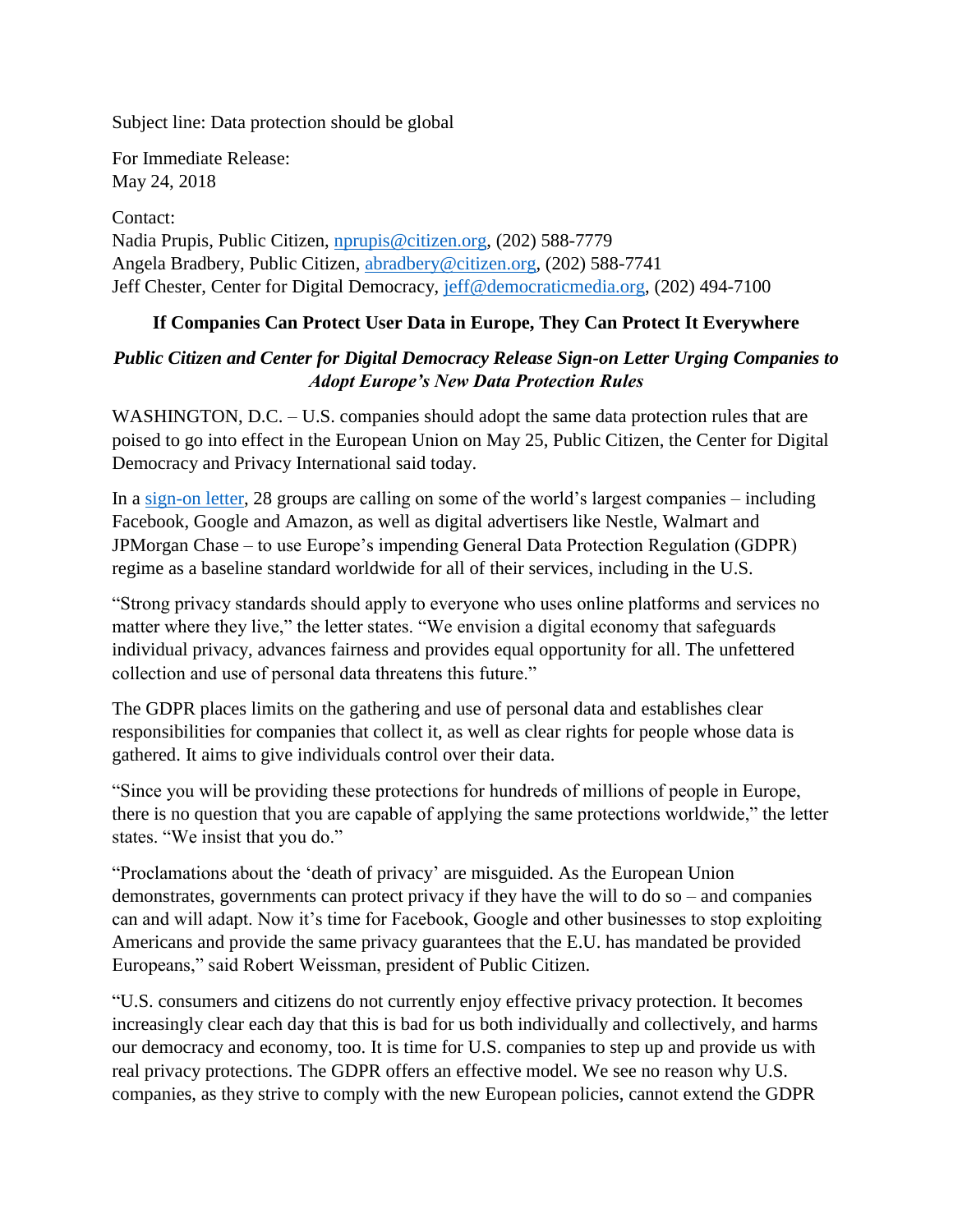Subject line: Data protection should be global

For Immediate Release:
May 24, 2018

Contact:
Nadia Prupis, Public Citizen, nprupis@citizen.org, (202) 588-7779
Angela Bradbery, Public Citizen, abradbery@citizen.org, (202) 588-7741
Jeff Chester, Center for Digital Democracy, jeff@democraticmedia.org, (202) 494-7100

## If Companies Can Protect User Data in Europe, They Can Protect It Everywhere

***Public Citizen and Center for Digital Democracy Release Sign-on Letter Urging Companies to Adopt Europe's New Data Protection Rules***

WASHINGTON, D.C. – U.S. companies should adopt the same data protection rules that are poised to go into effect in the European Union on May 25, Public Citizen, the Center for Digital Democracy and Privacy International said today.

In a sign-on letter, 28 groups are calling on some of the world's largest companies – including Facebook, Google and Amazon, as well as digital advertisers like Nestle, Walmart and JPMorgan Chase – to use Europe's impending General Data Protection Regulation (GDPR) regime as a baseline standard worldwide for all of their services, including in the U.S.

"Strong privacy standards should apply to everyone who uses online platforms and services no matter where they live," the letter states. "We envision a digital economy that safeguards individual privacy, advances fairness and provides equal opportunity for all. The unfettered collection and use of personal data threatens this future."

The GDPR places limits on the gathering and use of personal data and establishes clear responsibilities for companies that collect it, as well as clear rights for people whose data is gathered. It aims to give individuals control over their data.

"Since you will be providing these protections for hundreds of millions of people in Europe, there is no question that you are capable of applying the same protections worldwide," the letter states. "We insist that you do."

"Proclamations about the 'death of privacy' are misguided. As the European Union demonstrates, governments can protect privacy if they have the will to do so – and companies can and will adapt. Now it's time for Facebook, Google and other businesses to stop exploiting Americans and provide the same privacy guarantees that the E.U. has mandated be provided Europeans," said Robert Weissman, president of Public Citizen.

"U.S. consumers and citizens do not currently enjoy effective privacy protection. It becomes increasingly clear each day that this is bad for us both individually and collectively, and harms our democracy and economy, too. It is time for U.S. companies to step up and provide us with real privacy protections. The GDPR offers an effective model. We see no reason why U.S. companies, as they strive to comply with the new European policies, cannot extend the GDPR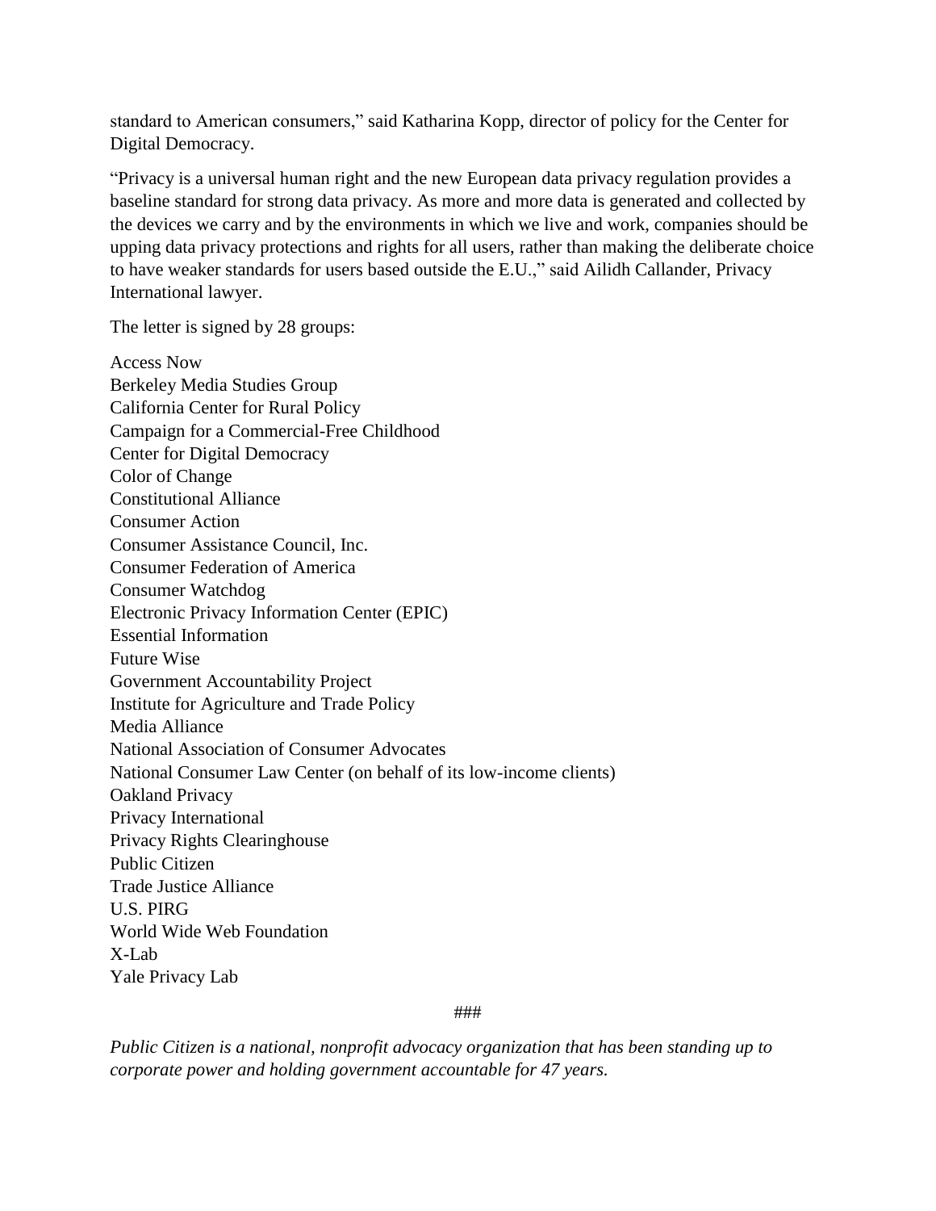standard to American consumers," said Katharina Kopp, director of policy for the Center for Digital Democracy.

"Privacy is a universal human right and the new European data privacy regulation provides a baseline standard for strong data privacy. As more and more data is generated and collected by the devices we carry and by the environments in which we live and work, companies should be upping data privacy protections and rights for all users, rather than making the deliberate choice to have weaker standards for users based outside the E.U.," said Ailidh Callander, Privacy International lawyer.

The letter is signed by 28 groups:

Access Now  
Berkeley Media Studies Group  
California Center for Rural Policy  
Campaign for a Commercial-Free Childhood  
Center for Digital Democracy  
Color of Change  
Constitutional Alliance  
Consumer Action  
Consumer Assistance Council, Inc.  
Consumer Federation of America  
Consumer Watchdog  
Electronic Privacy Information Center (EPIC)  
Essential Information  
Future Wise  
Government Accountability Project  
Institute for Agriculture and Trade Policy  
Media Alliance  
National Association of Consumer Advocates  
National Consumer Law Center (on behalf of its low-income clients)  
Oakland Privacy  
Privacy International  
Privacy Rights Clearinghouse  
Public Citizen  
Trade Justice Alliance  
U.S. PIRG  
World Wide Web Foundation  
X-Lab  
Yale Privacy Lab

###

*Public Citizen is a national, nonprofit advocacy organization that has been standing up to corporate power and holding government accountable for 47 years.*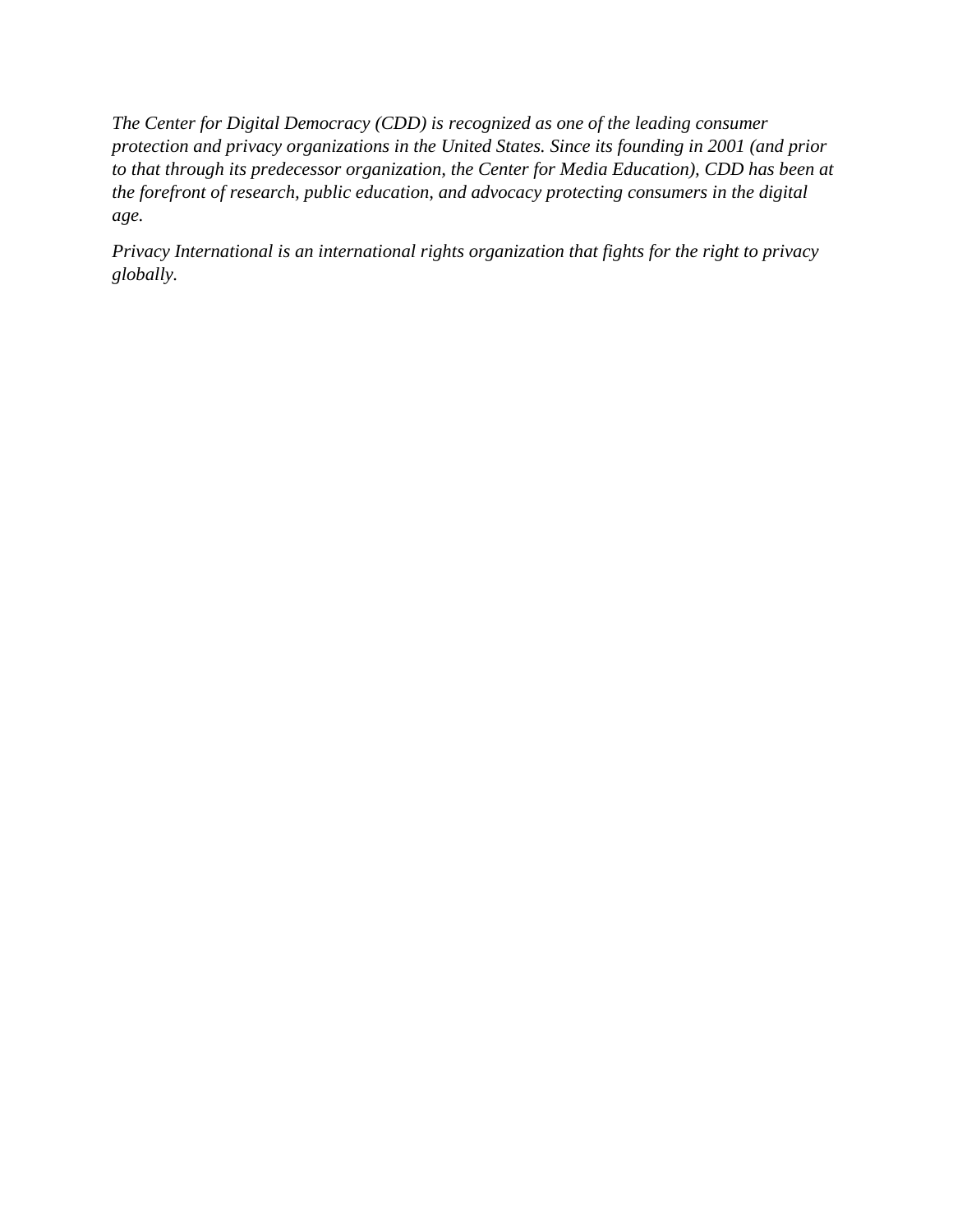*The Center for Digital Democracy (CDD) is recognized as one of the leading consumer protection and privacy organizations in the United States. Since its founding in 2001 (and prior to that through its predecessor organization, the Center for Media Education), CDD has been at the forefront of research, public education, and advocacy protecting consumers in the digital age.*

*Privacy International is an international rights organization that fights for the right to privacy globally.*